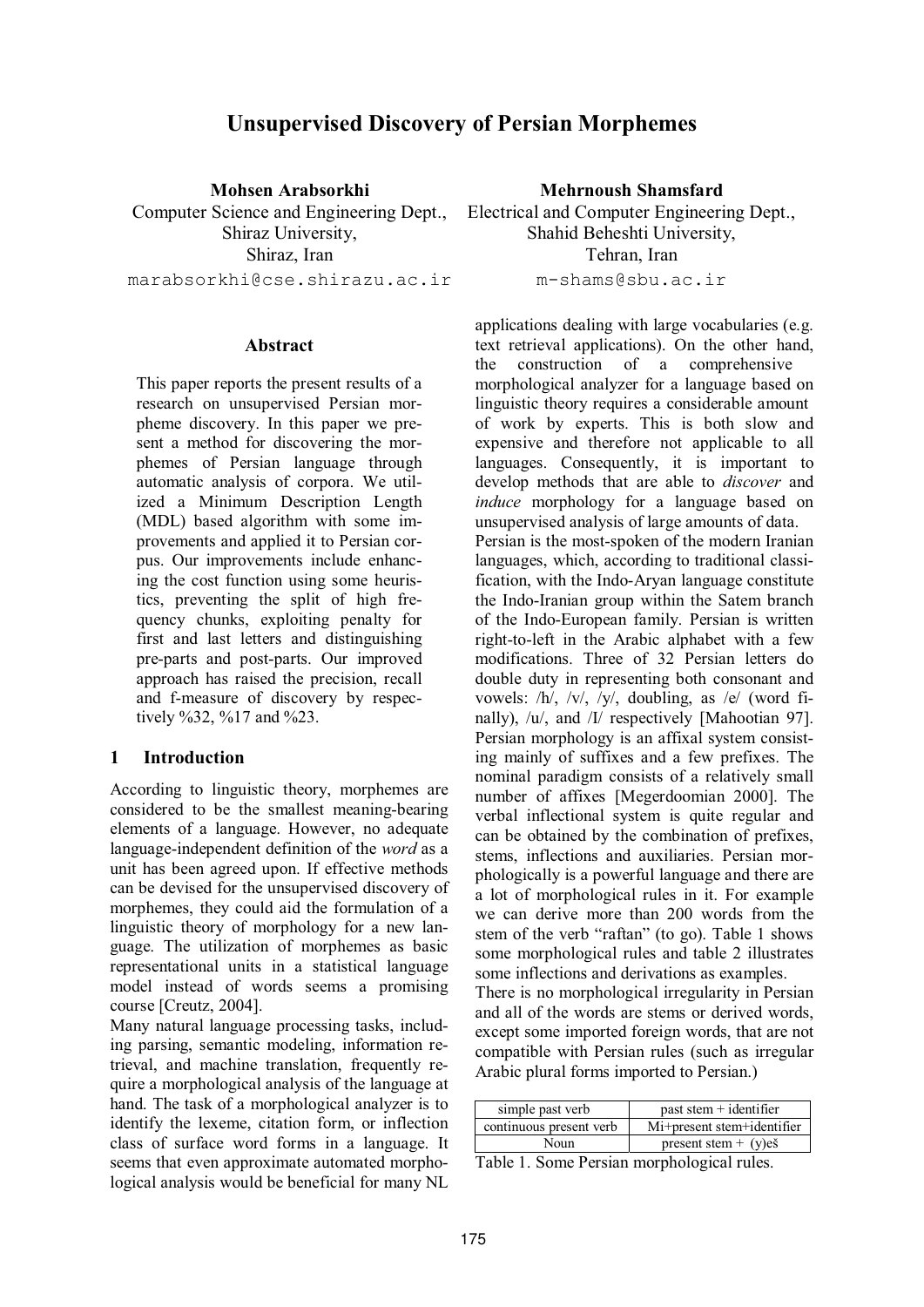# Unsupervised Discovery of Persian Morphemes

**Mohsen Arabsorkhi**
Computer Science and Engineering Dept.,
Shiraz University,
Shiraz, Iran
marabsorkhi@cse.shirazu.ac.ir

**Mehrnoush Shamsfard**
Electrical and Computer Engineering Dept.,
Shahid Beheshti University,
Tehran, Iran
m-shams@sbu.ac.ir

## Abstract

This paper reports the present results of a research on unsupervised Persian morpheme discovery. In this paper we present a method for discovering the morphemes of Persian language through automatic analysis of corpora. We utilized a Minimum Description Length (MDL) based algorithm with some improvements and applied it to Persian corpus. Our improvements include enhancing the cost function using some heuristics, preventing the split of high frequency chunks, exploiting penalty for first and last letters and distinguishing pre-parts and post-parts. Our improved approach has raised the precision, recall and f-measure of discovery by respectively %32, %17 and %23.

## 1 Introduction

According to linguistic theory, morphemes are considered to be the smallest meaning-bearing elements of a language. However, no adequate language-independent definition of the *word* as a unit has been agreed upon. If effective methods can be devised for the unsupervised discovery of morphemes, they could aid the formulation of a linguistic theory of morphology for a new language. The utilization of morphemes as basic representational units in a statistical language model instead of words seems a promising course [Creutz, 2004].

Many natural language processing tasks, including parsing, semantic modeling, information retrieval, and machine translation, frequently require a morphological analysis of the language at hand. The task of a morphological analyzer is to identify the lexeme, citation form, or inflection class of surface word forms in a language. It seems that even approximate automated morphological analysis would be beneficial for many NL applications dealing with large vocabularies (e.g. text retrieval applications). On the other hand, the construction of a comprehensive morphological analyzer for a language based on linguistic theory requires a considerable amount of work by experts. This is both slow and expensive and therefore not applicable to all languages. Consequently, it is important to develop methods that are able to *discover* and *induce* morphology for a language based on unsupervised analysis of large amounts of data.

Persian is the most-spoken of the modern Iranian languages, which, according to traditional classification, with the Indo-Aryan language constitute the Indo-Iranian group within the Satem branch of the Indo-European family. Persian is written right-to-left in the Arabic alphabet with a few modifications. Three of 32 Persian letters do double duty in representing both consonant and vowels: /h/, /v/, /y/, doubling, as /e/ (word finally), /u/, and /I/ respectively [Mahootian 97].

Persian morphology is an affixal system consisting mainly of suffixes and a few prefixes. The nominal paradigm consists of a relatively small number of affixes [Megerdoomian 2000]. The verbal inflectional system is quite regular and can be obtained by the combination of prefixes, stems, inflections and auxiliaries. Persian morphologically is a powerful language and there are a lot of morphological rules in it. For example we can derive more than 200 words from the stem of the verb "raftan" (to go). Table 1 shows some morphological rules and table 2 illustrates some inflections and derivations as examples.

There is no morphological irregularity in Persian and all of the words are stems or derived words, except some imported foreign words, that are not compatible with Persian rules (such as irregular Arabic plural forms imported to Persian.)

| simple past verb | past stem + identifier |
|---|---|
| continuous present verb | Mi+present stem+identifier |
| Noun | present stem + (y)eš |

Table 1. Some Persian morphological rules.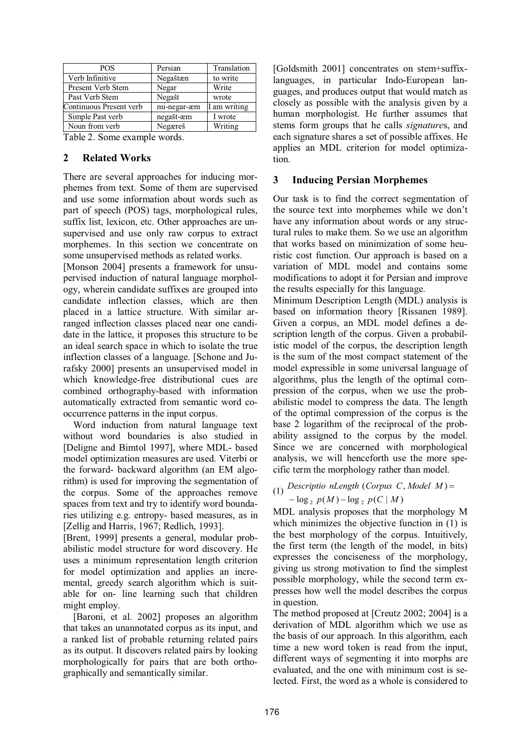| POS | Persian | Translation |
| --- | --- | --- |
| Verb Infinitive | Negaštæn | to write |
| Present Verb Stem | Negar | Write |
| Past Verb Stem | Negašt | wrote |
| Continuous Present verb | mi-negar-æm | I am writing |
| Simple Past verb | negašt-æm | I wrote |
| Noun from verb | Negæreš | Writing |

Table 2. Some example words.

## 2 Related Works

There are several approaches for inducing morphemes from text. Some of them are supervised and use some information about words such as part of speech (POS) tags, morphological rules, suffix list, lexicon, etc. Other approaches are unsupervised and use only raw corpus to extract morphemes. In this section we concentrate on some unsupervised methods as related works.

[Monson 2004] presents a framework for unsupervised induction of natural language morphology, wherein candidate suffixes are grouped into candidate inflection classes, which are then placed in a lattice structure. With similar arranged inflection classes placed near one candidate in the lattice, it proposes this structure to be an ideal search space in which to isolate the true inflection classes of a language. [Schone and Jurafsky 2000] presents an unsupervised model in which knowledge-free distributional cues are combined orthography-based with information automatically extracted from semantic word cooccurrence patterns in the input corpus.

Word induction from natural language text without word boundaries is also studied in [Deligne and Bimtol 1997], where MDL- based model optimization measures are used. Viterbi or the forward- backward algorithm (an EM algorithm) is used for improving the segmentation of the corpus. Some of the approaches remove spaces from text and try to identify word boundaries utilizing e.g. entropy- based measures, as in [Zellig and Harris, 1967; Redlich, 1993].

[Brent, 1999] presents a general, modular probabilistic model structure for word discovery. He uses a minimum representation length criterion for model optimization and applies an incremental, greedy search algorithm which is suitable for on- line learning such that children might employ.

[Baroni, et al. 2002] proposes an algorithm that takes an unannotated corpus as its input, and a ranked list of probable returning related pairs as its output. It discovers related pairs by looking morphologically for pairs that are both orthographically and semantically similar.

[Goldsmith 2001] concentrates on stem+suffix-languages, in particular Indo-European languages, and produces output that would match as closely as possible with the analysis given by a human morphologist. He further assumes that stems form groups that he calls *signature*s, and each signature shares a set of possible affixes. He applies an MDL criterion for model optimization.

## 3 Inducing Persian Morphemes

Our task is to find the correct segmentation of the source text into morphemes while we don't have any information about words or any structural rules to make them. So we use an algorithm that works based on minimization of some heuristic cost function. Our approach is based on a variation of MDL model and contains some modifications to adopt it for Persian and improve the results especially for this language.

Minimum Description Length (MDL) analysis is based on information theory [Rissanen 1989]. Given a corpus, an MDL model defines a description length of the corpus. Given a probabilistic model of the corpus, the description length is the sum of the most compact statement of the model expressible in some universal language of algorithms, plus the length of the optimal compression of the corpus, when we use the probabilistic model to compress the data. The length of the optimal compression of the corpus is the base 2 logarithm of the reciprocal of the probability assigned to the corpus by the model. Since we are concerned with morphological analysis, we will henceforth use the more specific term the morphology rather than model.

$$(1)\quad DescriptionLength(Corpus\ C, Model\ M) = -\log_2 p(M) - \log_2 p(C \mid M)$$

MDL analysis proposes that the morphology M which minimizes the objective function in (1) is the best morphology of the corpus. Intuitively, the first term (the length of the model, in bits) expresses the conciseness of the morphology, giving us strong motivation to find the simplest possible morphology, while the second term expresses how well the model describes the corpus in question.

The method proposed at [Creutz 2002; 2004] is a derivation of MDL algorithm which we use as the basis of our approach. In this algorithm, each time a new word token is read from the input, different ways of segmenting it into morphs are evaluated, and the one with minimum cost is selected. First, the word as a whole is considered to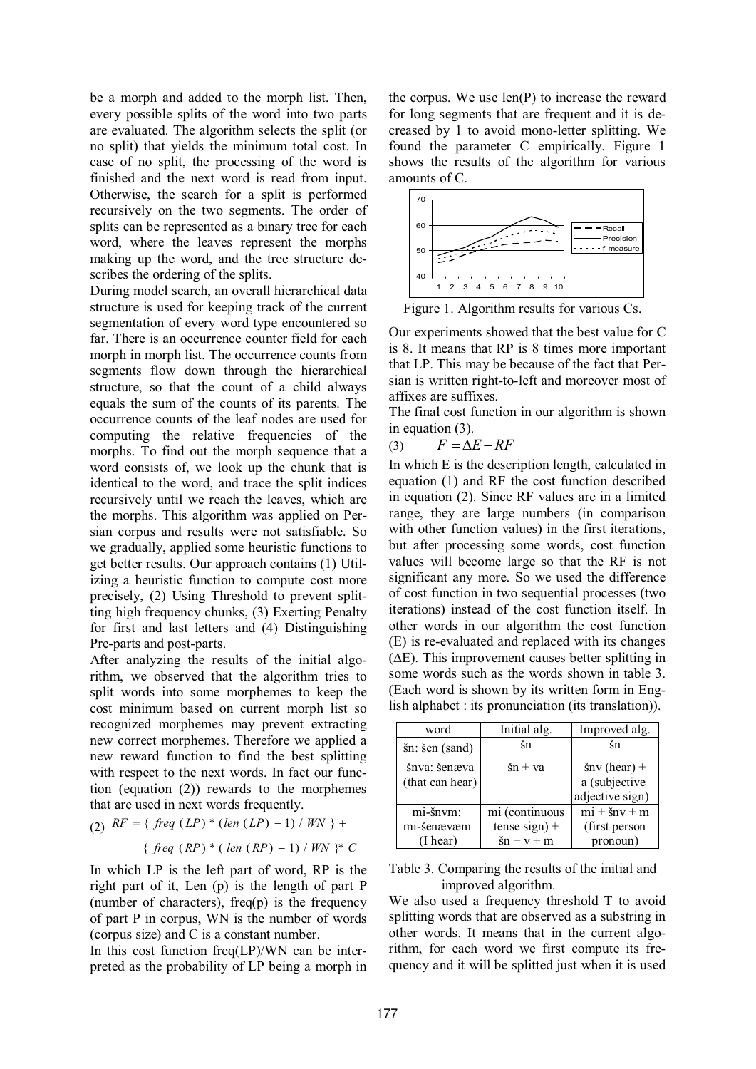be a morph and added to the morph list. Then, every possible splits of the word into two parts are evaluated. The algorithm selects the split (or no split) that yields the minimum total cost. In case of no split, the processing of the word is finished and the next word is read from input. Otherwise, the search for a split is performed recursively on the two segments. The order of splits can be represented as a binary tree for each word, where the leaves represent the morphs making up the word, and the tree structure describes the ordering of the splits.

During model search, an overall hierarchical data structure is used for keeping track of the current segmentation of every word type encountered so far. There is an occurrence counter field for each morph in morph list. The occurrence counts from segments flow down through the hierarchical structure, so that the count of a child always equals the sum of the counts of its parents. The occurrence counts of the leaf nodes are used for computing the relative frequencies of the morphs. To find out the morph sequence that a word consists of, we look up the chunk that is identical to the word, and trace the split indices recursively until we reach the leaves, which are the morphs. This algorithm was applied on Persian corpus and results were not satisfiable. So we gradually, applied some heuristic functions to get better results. Our approach contains (1) Utilizing a heuristic function to compute cost more precisely, (2) Using Threshold to prevent splitting high frequency chunks, (3) Exerting Penalty for first and last letters and (4) Distinguishing Pre-parts and post-parts.

After analyzing the results of the initial algorithm, we observed that the algorithm tries to split words into some morphemes to keep the cost minimum based on current morph list so recognized morphemes may prevent extracting new correct morphemes. Therefore we applied a new reward function to find the best splitting with respect to the next words. In fact our function (equation (2)) rewards to the morphemes that are used in next words frequently.

$$\text{(2)} \quad RF = \{ \, freq\,(LP) * (len\,(LP) - 1) \,/\, WN \,\} + \{ \, freq\,(RP) * (\,len\,(RP) - 1) \,/\, WN \,\} * C$$

In which LP is the left part of word, RP is the right part of it, Len (p) is the length of part P (number of characters), freq(p) is the frequency of part P in corpus, WN is the number of words (corpus size) and C is a constant number.

In this cost function freq(LP)/WN can be interpreted as the probability of LP being a morph in the corpus. We use len(P) to increase the reward for long segments that are frequent and it is decreased by 1 to avoid mono-letter splitting. We found the parameter C empirically. Figure 1 shows the results of the algorithm for various amounts of C.

Figure 1. Algorithm results for various Cs.

Our experiments showed that the best value for C is 8. It means that RP is 8 times more important that LP. This may be because of the fact that Persian is written right-to-left and moreover most of affixes are suffixes.

The final cost function in our algorithm is shown in equation (3).

$$\text{(3)} \quad F = \Delta E - RF$$

In which E is the description length, calculated in equation (1) and RF the cost function described in equation (2). Since RF values are in a limited range, they are large numbers (in comparison with other function values) in the first iterations, but after processing some words, cost function values will become large so that the RF is not significant any more. So we used the difference of cost function in two sequential processes (two iterations) instead of the cost function itself. In other words in our algorithm the cost function (E) is re-evaluated and replaced with its changes ($\Delta$E). This improvement causes better splitting in some words such as the words shown in table 3. (Each word is shown by its written form in English alphabet : its pronunciation (its translation)).

| word | Initial alg. | Improved alg. |
|---|---|---|
| šn: šen (sand) | šn | šn |
| šnva: šenæva (that can hear) | šn + va | šnv (hear) + a (subjective adjective sign) |
| mi-šnvm: mi-šenævæm (I hear) | mi (continuous tense sign) + šn + v + m | mi + šnv + m (first person pronoun) |

Table 3. Comparing the results of the initial and improved algorithm.

We also used a frequency threshold T to avoid splitting words that are observed as a substring in other words. It means that in the current algorithm, for each word we first compute its frequency and it will be splitted just when it is used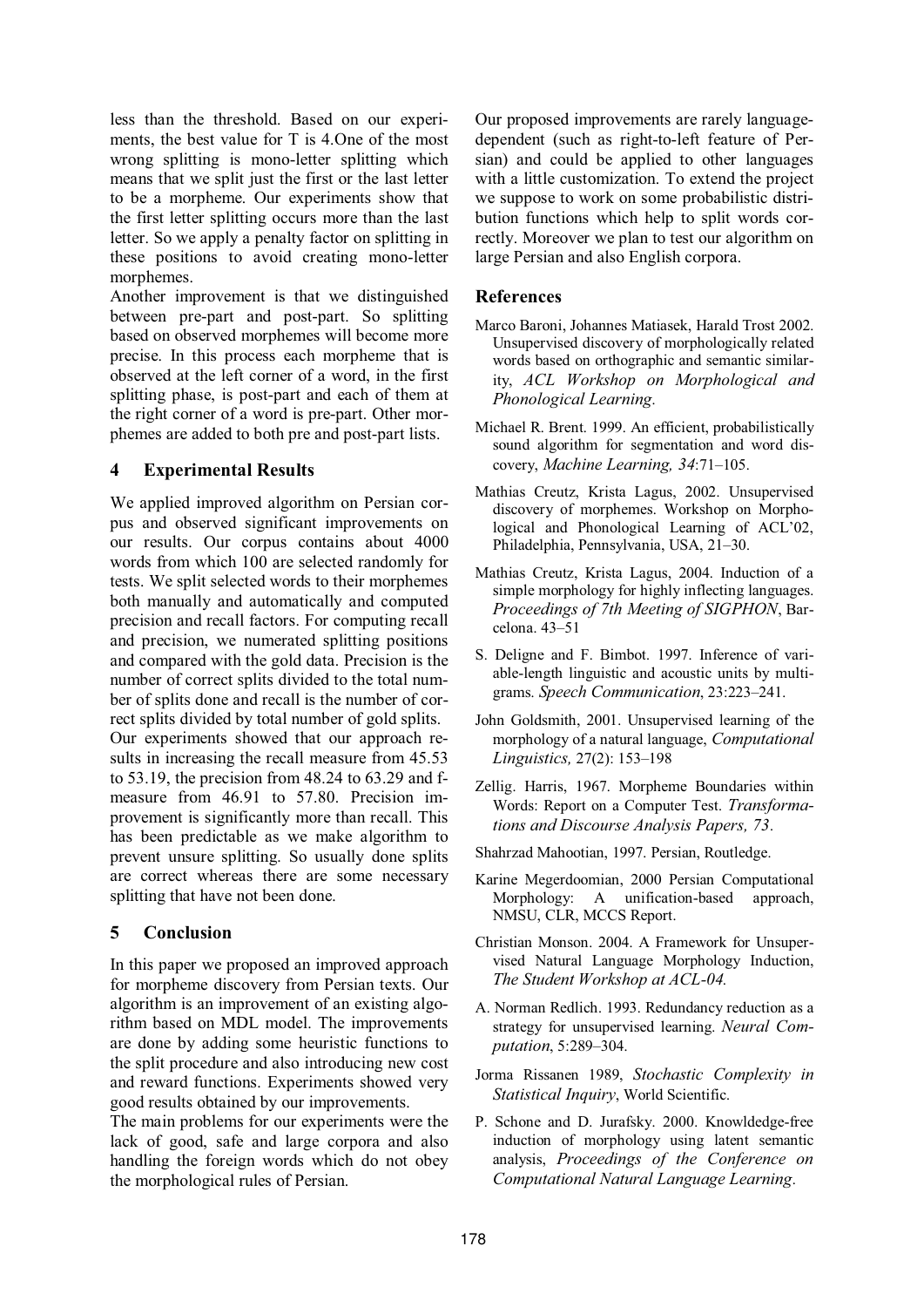less than the threshold. Based on our experiments, the best value for T is 4.One of the most wrong splitting is mono-letter splitting which means that we split just the first or the last letter to be a morpheme. Our experiments show that the first letter splitting occurs more than the last letter. So we apply a penalty factor on splitting in these positions to avoid creating mono-letter morphemes.

Another improvement is that we distinguished between pre-part and post-part. So splitting based on observed morphemes will become more precise. In this process each morpheme that is observed at the left corner of a word, in the first splitting phase, is post-part and each of them at the right corner of a word is pre-part. Other morphemes are added to both pre and post-part lists.

## 4 Experimental Results

We applied improved algorithm on Persian corpus and observed significant improvements on our results. Our corpus contains about 4000 words from which 100 are selected randomly for tests. We split selected words to their morphemes both manually and automatically and computed precision and recall factors. For computing recall and precision, we numerated splitting positions and compared with the gold data. Precision is the number of correct splits divided to the total number of splits done and recall is the number of correct splits divided by total number of gold splits.

Our experiments showed that our approach results in increasing the recall measure from 45.53 to 53.19, the precision from 48.24 to 63.29 and f-measure from 46.91 to 57.80. Precision improvement is significantly more than recall. This has been predictable as we make algorithm to prevent unsure splitting. So usually done splits are correct whereas there are some necessary splitting that have not been done.

## 5 Conclusion

In this paper we proposed an improved approach for morpheme discovery from Persian texts. Our algorithm is an improvement of an existing algorithm based on MDL model. The improvements are done by adding some heuristic functions to the split procedure and also introducing new cost and reward functions. Experiments showed very good results obtained by our improvements.

The main problems for our experiments were the lack of good, safe and large corpora and also handling the foreign words which do not obey the morphological rules of Persian.

Our proposed improvements are rarely language-dependent (such as right-to-left feature of Persian) and could be applied to other languages with a little customization. To extend the project we suppose to work on some probabilistic distribution functions which help to split words correctly. Moreover we plan to test our algorithm on large Persian and also English corpora.

## References

Marco Baroni, Johannes Matiasek, Harald Trost 2002. Unsupervised discovery of morphologically related words based on orthographic and semantic similarity, *ACL Workshop on Morphological and Phonological Learning.*

Michael R. Brent. 1999. An efficient, probabilistically sound algorithm for segmentation and word discovery, *Machine Learning, 34*:71–105.

Mathias Creutz, Krista Lagus, 2002. Unsupervised discovery of morphemes. Workshop on Morphological and Phonological Learning of ACL'02, Philadelphia, Pennsylvania, USA, 21–30.

Mathias Creutz, Krista Lagus, 2004. Induction of a simple morphology for highly inflecting languages. *Proceedings of 7th Meeting of SIGPHON*, Barcelona. 43–51

S. Deligne and F. Bimbot. 1997. Inference of variable-length linguistic and acoustic units by multigrams. *Speech Communication*, 23:223–241.

John Goldsmith, 2001. Unsupervised learning of the morphology of a natural language, *Computational Linguistics,* 27(2): 153–198

Zellig. Harris, 1967. Morpheme Boundaries within Words: Report on a Computer Test. *Transformations and Discourse Analysis Papers, 73*.

Shahrzad Mahootian, 1997. Persian, Routledge.

Karine Megerdoomian, 2000 Persian Computational Morphology: A unification-based approach, NMSU, CLR, MCCS Report.

Christian Monson. 2004. A Framework for Unsupervised Natural Language Morphology Induction, *The Student Workshop at ACL-04.*

A. Norman Redlich. 1993. Redundancy reduction as a strategy for unsupervised learning. *Neural Computation*, 5:289–304.

Jorma Rissanen 1989, *Stochastic Complexity in Statistical Inquiry*, World Scientific.

P. Schone and D. Jurafsky. 2000. Knowldedge-free induction of morphology using latent semantic analysis, *Proceedings of the Conference on Computational Natural Language Learning*.